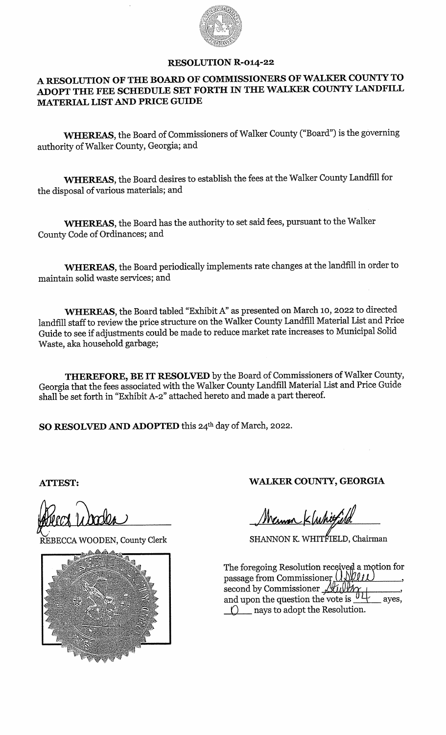# RESOLUTION R-014-22

## A RESOLUTION OF THE BOARD OF COMMISSIONERS OF WALKER COUNTY TO ADOPT THE FEE SCHEDULE SET FORTH IN THE WALKER COUNTY LANDFILL MATERIAL LIST AND PRICE GUIDE

**WHEREAS**, the Board of Commissioners of Walker County ("Board") is the governing authority of Walker County, Georgia; and

**WHEREAS**, the Board desires to establish the fees at the Walker County Landfill for the disposal of various materials; and

**WHEREAS**, the Board has the authority to set said fees, pursuant to the Walker County Code of Ordinances; and

**WHEREAS**, the Board periodically implements rate changes at the landfill in order to maintain solid waste services; and

**WHEREAS**, the Board tabled "Exhibit A" as presented on March 10, 2022 to directed landfill staff to review the price structure on the Walker County Landfill Material List and Price Guide to see if adjustments could be made to reduce market rate increases to Municipal Solid Waste, aka household garbage;

**THEREFORE, BE IT RESOLVED** by the Board of Commissioners of Walker County, Georgia that the fees associated with the Walker County Landfill Material List and Price Guide shall be set forth in "Exhibit A-2" attached hereto and made a part thereof.

**SO RESOLVED AND ADOPTED** this 24th day of March, 2022.

**ATTEST:**

REBECCA WOODEN, County Clerk

**WALKER COUNTY, GEORGIA**

SHANNON K. WHITFIELD, Chairman

The foregoing Resolution received a motion for passage from Commissioner Wilson, second by Commissioner Stultz, and upon the question the vote is 04 ayes, 0 nays to adopt the Resolution.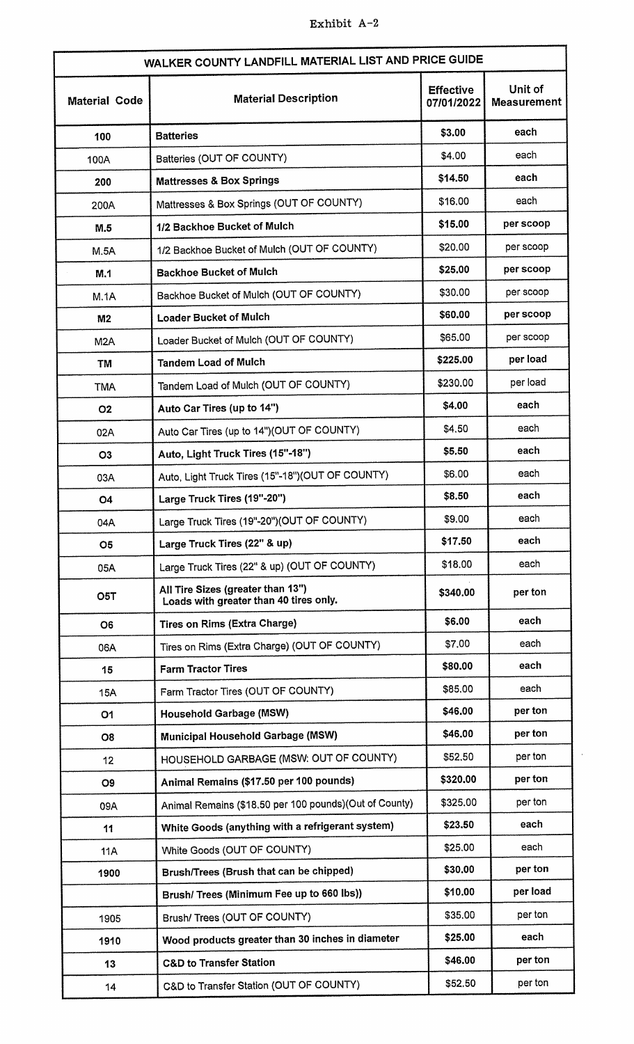Exhibit A-2

| WALKER COUNTY LANDFILL MATERIAL LIST AND PRICE GUIDE | | | |
|---|---|---|---|
| **Material Code** | **Material Description** | **Effective 07/01/2022** | **Unit of Measurement** |
| **100** | **Batteries** | **$3.00** | **each** |
| 100A | Batteries (OUT OF COUNTY) | $4.00 | each |
| **200** | **Mattresses & Box Springs** | **$14.50** | **each** |
| 200A | Mattresses & Box Springs (OUT OF COUNTY) | $16.00 | each |
| **M.5** | **1/2 Backhoe Bucket of Mulch** | **$15.00** | **per scoop** |
| M.5A | 1/2 Backhoe Bucket of Mulch (OUT OF COUNTY) | $20.00 | per scoop |
| **M.1** | **Backhoe Bucket of Mulch** | **$25.00** | **per scoop** |
| M.1A | Backhoe Bucket of Mulch (OUT OF COUNTY) | $30.00 | per scoop |
| **M2** | **Loader Bucket of Mulch** | **$60.00** | **per scoop** |
| M2A | Loader Bucket of Mulch (OUT OF COUNTY) | $65.00 | per scoop |
| **TM** | **Tandem Load of Mulch** | **$225.00** | **per load** |
| TMA | Tandem Load of Mulch (OUT OF COUNTY) | $230.00 | per load |
| **O2** | **Auto Car Tires (up to 14")** | **$4.00** | **each** |
| 02A | Auto Car Tires (up to 14")(OUT OF COUNTY) | $4.50 | each |
| **O3** | **Auto, Light Truck Tires (15"-18")** | **$5.50** | **each** |
| 03A | Auto, Light Truck Tires (15"-18")(OUT OF COUNTY) | $6.00 | each |
| **O4** | **Large Truck Tires (19"-20")** | **$8.50** | **each** |
| 04A | Large Truck Tires (19"-20")(OUT OF COUNTY) | $9.00 | each |
| **O5** | **Large Truck Tires (22" & up)** | **$17.50** | **each** |
| 05A | Large Truck Tires (22" & up) (OUT OF COUNTY) | $18.00 | each |
| **O5T** | **All Tire Sizes (greater than 13") Loads with greater than 40 tires only.** | **$340.00** | **per ton** |
| **O6** | **Tires on Rims (Extra Charge)** | **$6.00** | **each** |
| 06A | Tires on Rims (Extra Charge) (OUT OF COUNTY) | $7.00 | each |
| **15** | **Farm Tractor Tires** | **$80.00** | **each** |
| 15A | Farm Tractor Tires (OUT OF COUNTY) | $85.00 | each |
| **O1** | **Household Garbage (MSW)** | **$46.00** | **per ton** |
| **O8** | **Municipal Household Garbage (MSW)** | **$46.00** | **per ton** |
| 12 | HOUSEHOLD GARBAGE (MSW: OUT OF COUNTY) | $52.50 | per ton |
| **O9** | **Animal Remains ($17.50 per 100 pounds)** | **$320.00** | **per ton** |
| 09A | Animal Remains ($18.50 per 100 pounds)(Out of County) | $325.00 | per ton |
| **11** | **White Goods (anything with a refrigerant system)** | **$23.50** | **each** |
| 11A | White Goods (OUT OF COUNTY) | $25.00 | each |
| **1900** | **Brush/Trees (Brush that can be chipped)** | **$30.00** | **per ton** |
| | **Brush/ Trees (Minimum Fee up to 660 lbs))** | **$10.00** | **per load** |
| 1905 | Brush/ Trees (OUT OF COUNTY) | $35.00 | per ton |
| **1910** | **Wood products greater than 30 inches in diameter** | **$25.00** | **each** |
| **13** | **C&D to Transfer Station** | **$46.00** | **per ton** |
| 14 | C&D to Transfer Station (OUT OF COUNTY) | $52.50 | per ton |